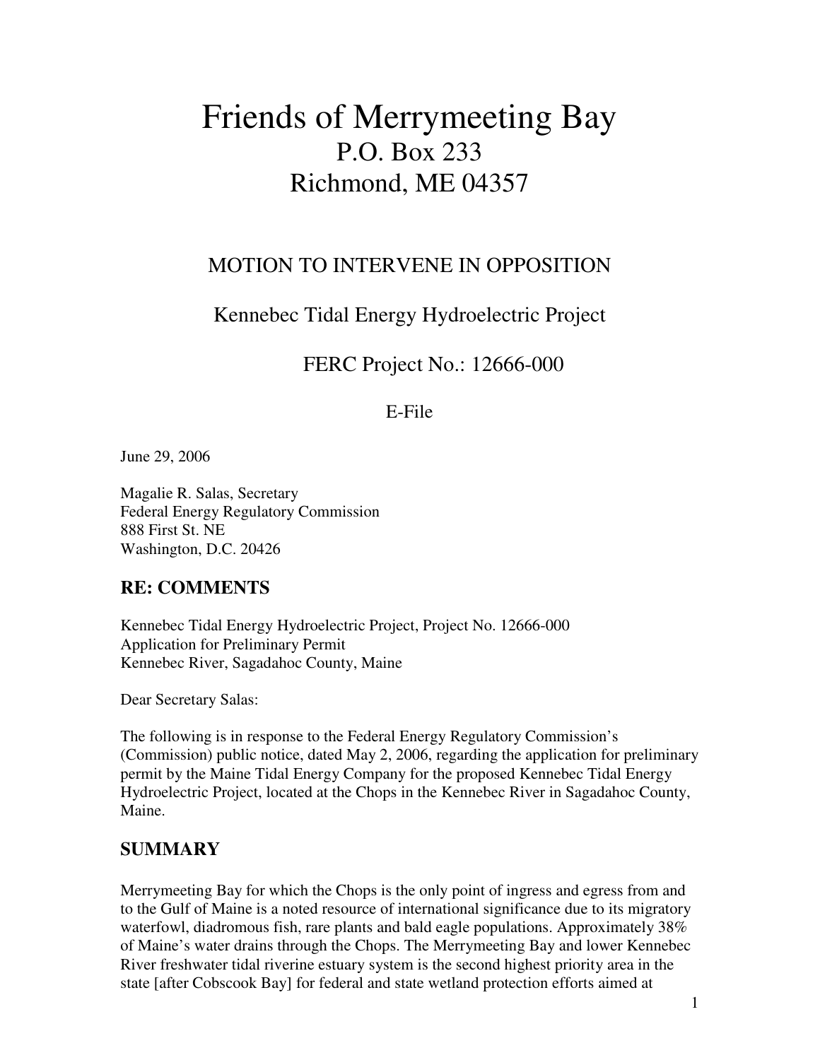# Friends of Merrymeeting Bay

P.O. Box 233
Richmond, ME 04357

## MOTION TO INTERVENE IN OPPOSITION

Kennebec Tidal Energy Hydroelectric Project

FERC Project No.: 12666-000

E-File

June 29, 2006

Magalie R. Salas, Secretary
Federal Energy Regulatory Commission
888 First St. NE
Washington, D.C. 20426

## RE: COMMENTS

Kennebec Tidal Energy Hydroelectric Project, Project No. 12666-000
Application for Preliminary Permit
Kennebec River, Sagadahoc County, Maine

Dear Secretary Salas:

The following is in response to the Federal Energy Regulatory Commission's (Commission) public notice, dated May 2, 2006, regarding the application for preliminary permit by the Maine Tidal Energy Company for the proposed Kennebec Tidal Energy Hydroelectric Project, located at the Chops in the Kennebec River in Sagadahoc County, Maine.

## SUMMARY

Merrymeeting Bay for which the Chops is the only point of ingress and egress from and to the Gulf of Maine is a noted resource of international significance due to its migratory waterfowl, diadromous fish, rare plants and bald eagle populations. Approximately 38% of Maine's water drains through the Chops. The Merrymeeting Bay and lower Kennebec River freshwater tidal riverine estuary system is the second highest priority area in the state [after Cobscook Bay] for federal and state wetland protection efforts aimed at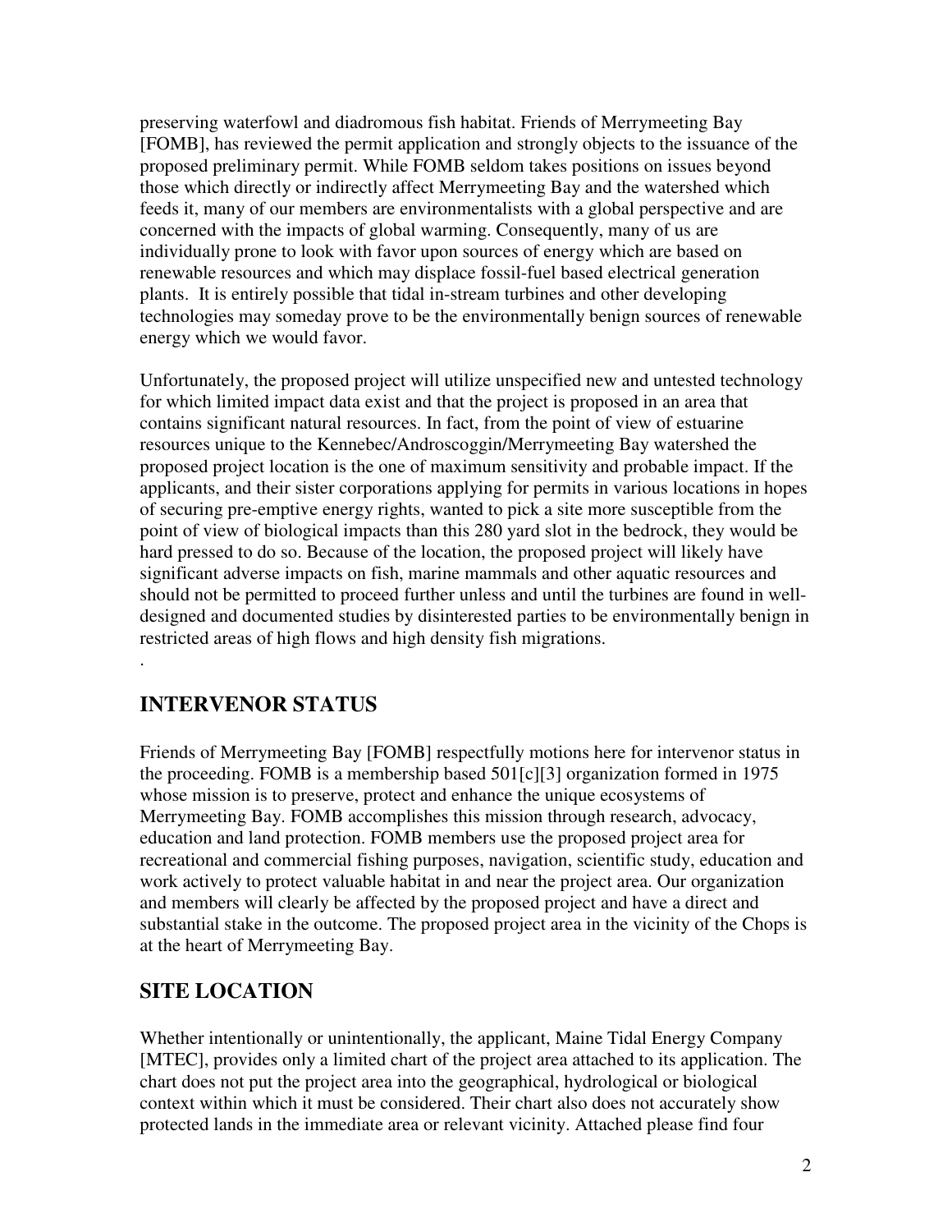preserving waterfowl and diadromous fish habitat. Friends of Merrymeeting Bay [FOMB], has reviewed the permit application and strongly objects to the issuance of the proposed preliminary permit. While FOMB seldom takes positions on issues beyond those which directly or indirectly affect Merrymeeting Bay and the watershed which feeds it, many of our members are environmentalists with a global perspective and are concerned with the impacts of global warming. Consequently, many of us are individually prone to look with favor upon sources of energy which are based on renewable resources and which may displace fossil-fuel based electrical generation plants. It is entirely possible that tidal in-stream turbines and other developing technologies may someday prove to be the environmentally benign sources of renewable energy which we would favor.

Unfortunately, the proposed project will utilize unspecified new and untested technology for which limited impact data exist and that the project is proposed in an area that contains significant natural resources. In fact, from the point of view of estuarine resources unique to the Kennebec/Androscoggin/Merrymeeting Bay watershed the proposed project location is the one of maximum sensitivity and probable impact. If the applicants, and their sister corporations applying for permits in various locations in hopes of securing pre-emptive energy rights, wanted to pick a site more susceptible from the point of view of biological impacts than this 280 yard slot in the bedrock, they would be hard pressed to do so. Because of the location, the proposed project will likely have significant adverse impacts on fish, marine mammals and other aquatic resources and should not be permitted to proceed further unless and until the turbines are found in well-designed and documented studies by disinterested parties to be environmentally benign in restricted areas of high flows and high density fish migrations.

.

## INTERVENOR STATUS

Friends of Merrymeeting Bay [FOMB] respectfully motions here for intervenor status in the proceeding. FOMB is a membership based 501[c][3] organization formed in 1975 whose mission is to preserve, protect and enhance the unique ecosystems of Merrymeeting Bay. FOMB accomplishes this mission through research, advocacy, education and land protection. FOMB members use the proposed project area for recreational and commercial fishing purposes, navigation, scientific study, education and work actively to protect valuable habitat in and near the project area. Our organization and members will clearly be affected by the proposed project and have a direct and substantial stake in the outcome. The proposed project area in the vicinity of the Chops is at the heart of Merrymeeting Bay.

## SITE LOCATION

Whether intentionally or unintentionally, the applicant, Maine Tidal Energy Company [MTEC], provides only a limited chart of the project area attached to its application. The chart does not put the project area into the geographical, hydrological or biological context within which it must be considered. Their chart also does not accurately show protected lands in the immediate area or relevant vicinity. Attached please find four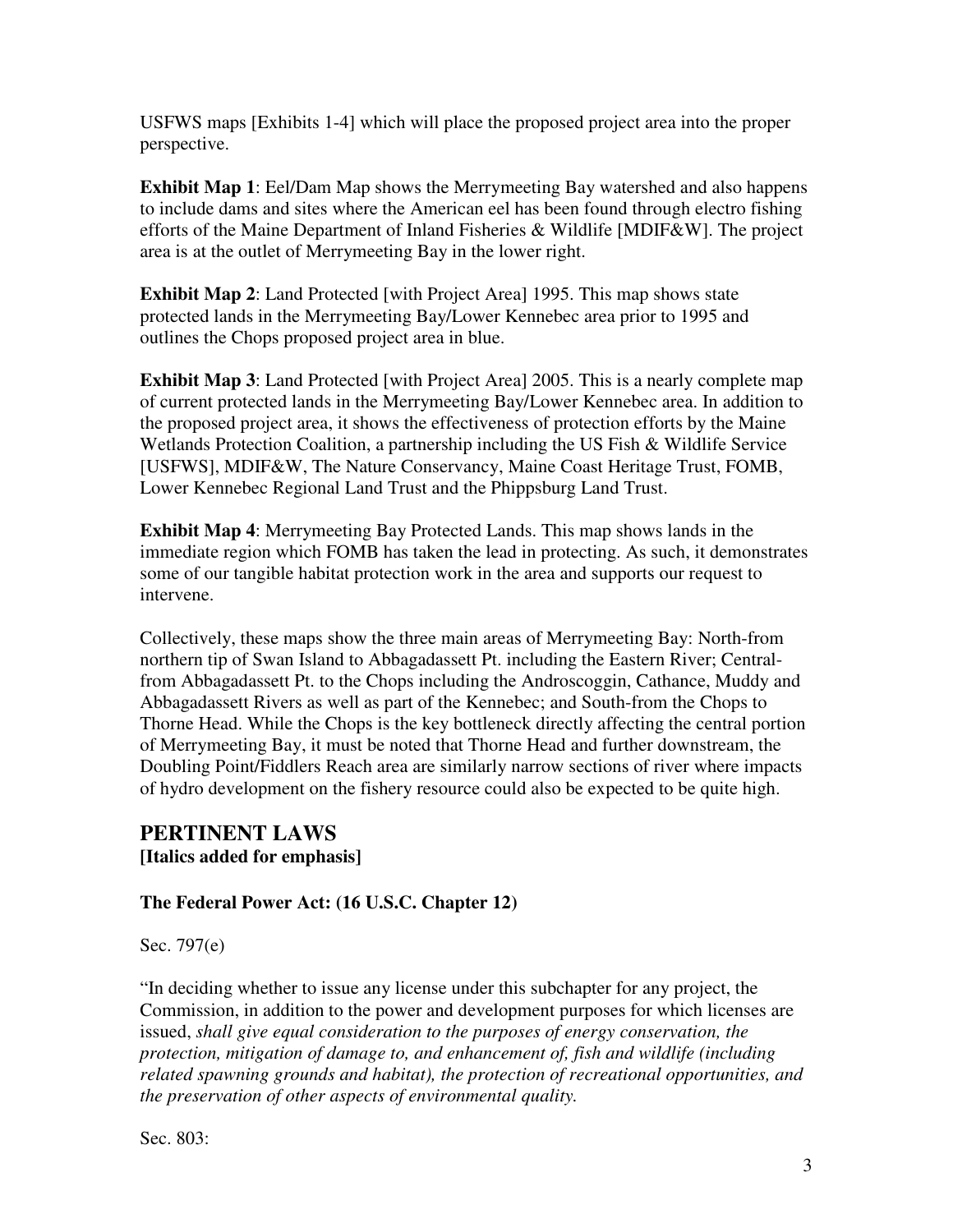USFWS maps [Exhibits 1-4] which will place the proposed project area into the proper perspective.

**Exhibit Map 1**: Eel/Dam Map shows the Merrymeeting Bay watershed and also happens to include dams and sites where the American eel has been found through electro fishing efforts of the Maine Department of Inland Fisheries & Wildlife [MDIF&W]. The project area is at the outlet of Merrymeeting Bay in the lower right.

**Exhibit Map 2**: Land Protected [with Project Area] 1995. This map shows state protected lands in the Merrymeeting Bay/Lower Kennebec area prior to 1995 and outlines the Chops proposed project area in blue.

**Exhibit Map 3**: Land Protected [with Project Area] 2005. This is a nearly complete map of current protected lands in the Merrymeeting Bay/Lower Kennebec area. In addition to the proposed project area, it shows the effectiveness of protection efforts by the Maine Wetlands Protection Coalition, a partnership including the US Fish & Wildlife Service [USFWS], MDIF&W, The Nature Conservancy, Maine Coast Heritage Trust, FOMB, Lower Kennebec Regional Land Trust and the Phippsburg Land Trust.

**Exhibit Map 4**: Merrymeeting Bay Protected Lands. This map shows lands in the immediate region which FOMB has taken the lead in protecting. As such, it demonstrates some of our tangible habitat protection work in the area and supports our request to intervene.

Collectively, these maps show the three main areas of Merrymeeting Bay: North-from northern tip of Swan Island to Abbagadassett Pt. including the Eastern River; Central-from Abbagadassett Pt. to the Chops including the Androscoggin, Cathance, Muddy and Abbagadassett Rivers as well as part of the Kennebec; and South-from the Chops to Thorne Head. While the Chops is the key bottleneck directly affecting the central portion of Merrymeeting Bay, it must be noted that Thorne Head and further downstream, the Doubling Point/Fiddlers Reach area are similarly narrow sections of river where impacts of hydro development on the fishery resource could also be expected to be quite high.

## PERTINENT LAWS

**[Italics added for emphasis]**

### The Federal Power Act: (16 U.S.C. Chapter 12)

Sec. 797(e)

"In deciding whether to issue any license under this subchapter for any project, the Commission, in addition to the power and development purposes for which licenses are issued, *shall give equal consideration to the purposes of energy conservation, the protection, mitigation of damage to, and enhancement of, fish and wildlife (including related spawning grounds and habitat), the protection of recreational opportunities, and the preservation of other aspects of environmental quality.*

Sec. 803: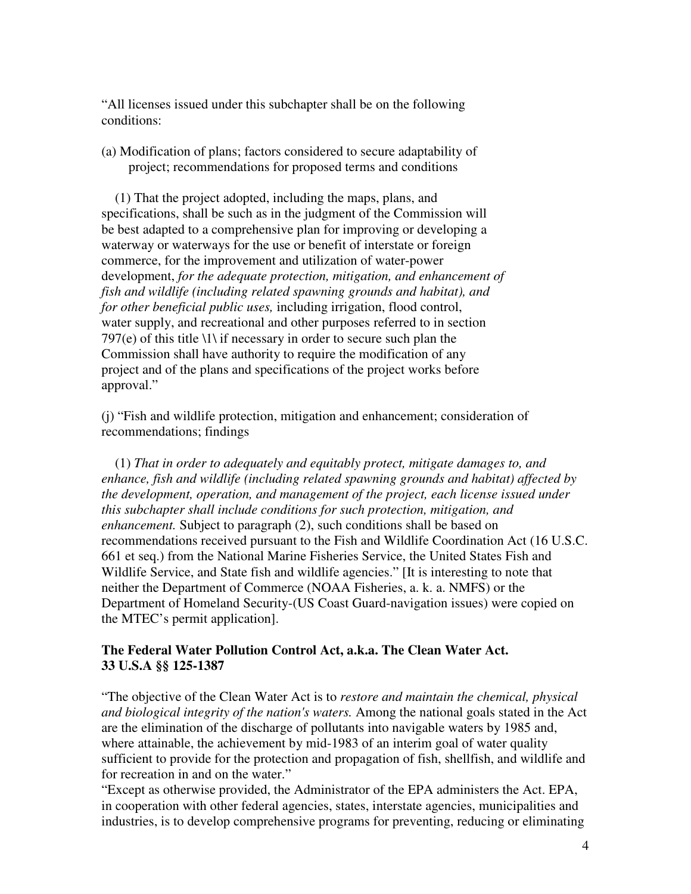"All licenses issued under this subchapter shall be on the following conditions:

(a) Modification of plans; factors considered to secure adaptability of project; recommendations for proposed terms and conditions

(1) That the project adopted, including the maps, plans, and specifications, shall be such as in the judgment of the Commission will be best adapted to a comprehensive plan for improving or developing a waterway or waterways for the use or benefit of interstate or foreign commerce, for the improvement and utilization of water-power development, *for the adequate protection, mitigation, and enhancement of fish and wildlife (including related spawning grounds and habitat), and for other beneficial public uses,* including irrigation, flood control, water supply, and recreational and other purposes referred to in section 797(e) of this title \1\ if necessary in order to secure such plan the Commission shall have authority to require the modification of any project and of the plans and specifications of the project works before approval."

(j) "Fish and wildlife protection, mitigation and enhancement; consideration of recommendations; findings

(1) *That in order to adequately and equitably protect, mitigate damages to, and enhance, fish and wildlife (including related spawning grounds and habitat) affected by the development, operation, and management of the project, each license issued under this subchapter shall include conditions for such protection, mitigation, and enhancement.* Subject to paragraph (2), such conditions shall be based on recommendations received pursuant to the Fish and Wildlife Coordination Act (16 U.S.C. 661 et seq.) from the National Marine Fisheries Service, the United States Fish and Wildlife Service, and State fish and wildlife agencies." [It is interesting to note that neither the Department of Commerce (NOAA Fisheries, a. k. a. NMFS) or the Department of Homeland Security-(US Coast Guard-navigation issues) were copied on the MTEC's permit application].

**The Federal Water Pollution Control Act, a.k.a. The Clean Water Act. 33 U.S.A §§ 125-1387**

"The objective of the Clean Water Act is to *restore and maintain the chemical, physical and biological integrity of the nation's waters.* Among the national goals stated in the Act are the elimination of the discharge of pollutants into navigable waters by 1985 and, where attainable, the achievement by mid-1983 of an interim goal of water quality sufficient to provide for the protection and propagation of fish, shellfish, and wildlife and for recreation in and on the water."

"Except as otherwise provided, the Administrator of the EPA administers the Act. EPA, in cooperation with other federal agencies, states, interstate agencies, municipalities and industries, is to develop comprehensive programs for preventing, reducing or eliminating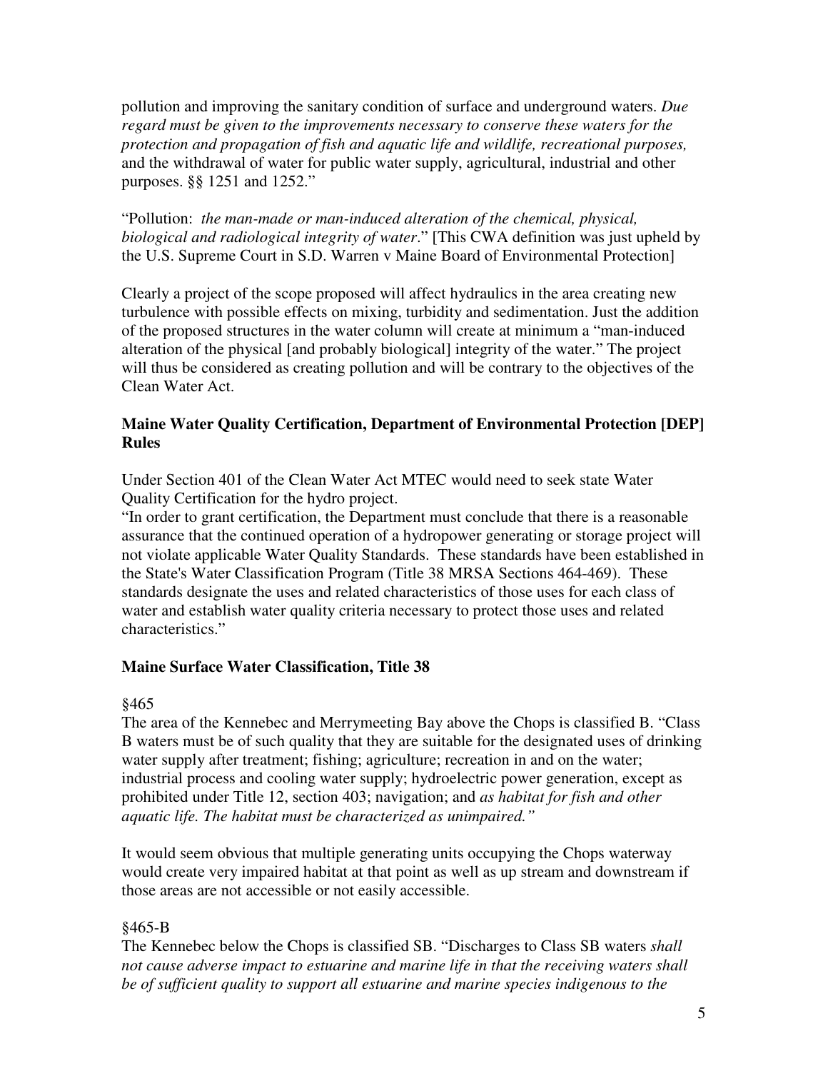pollution and improving the sanitary condition of surface and underground waters. *Due regard must be given to the improvements necessary to conserve these waters for the protection and propagation of fish and aquatic life and wildlife, recreational purposes,* and the withdrawal of water for public water supply, agricultural, industrial and other purposes. §§ 1251 and 1252."

"Pollution: *the man-made or man-induced alteration of the chemical, physical, biological and radiological integrity of water*." [This CWA definition was just upheld by the U.S. Supreme Court in S.D. Warren v Maine Board of Environmental Protection]

Clearly a project of the scope proposed will affect hydraulics in the area creating new turbulence with possible effects on mixing, turbidity and sedimentation. Just the addition of the proposed structures in the water column will create at minimum a "man-induced alteration of the physical [and probably biological] integrity of the water." The project will thus be considered as creating pollution and will be contrary to the objectives of the Clean Water Act.

### Maine Water Quality Certification, Department of Environmental Protection [DEP] Rules

Under Section 401 of the Clean Water Act MTEC would need to seek state Water Quality Certification for the hydro project.
"In order to grant certification, the Department must conclude that there is a reasonable assurance that the continued operation of a hydropower generating or storage project will not violate applicable Water Quality Standards. These standards have been established in the State's Water Classification Program (Title 38 MRSA Sections 464-469). These standards designate the uses and related characteristics of those uses for each class of water and establish water quality criteria necessary to protect those uses and related characteristics."

### Maine Surface Water Classification, Title 38

§465

The area of the Kennebec and Merrymeeting Bay above the Chops is classified B. "Class B waters must be of such quality that they are suitable for the designated uses of drinking water supply after treatment; fishing; agriculture; recreation in and on the water; industrial process and cooling water supply; hydroelectric power generation, except as prohibited under Title 12, section 403; navigation; and *as habitat for fish and other aquatic life. The habitat must be characterized as unimpaired."*

It would seem obvious that multiple generating units occupying the Chops waterway would create very impaired habitat at that point as well as up stream and downstream if those areas are not accessible or not easily accessible.

§465-B

The Kennebec below the Chops is classified SB. "Discharges to Class SB waters *shall not cause adverse impact to estuarine and marine life in that the receiving waters shall be of sufficient quality to support all estuarine and marine species indigenous to the*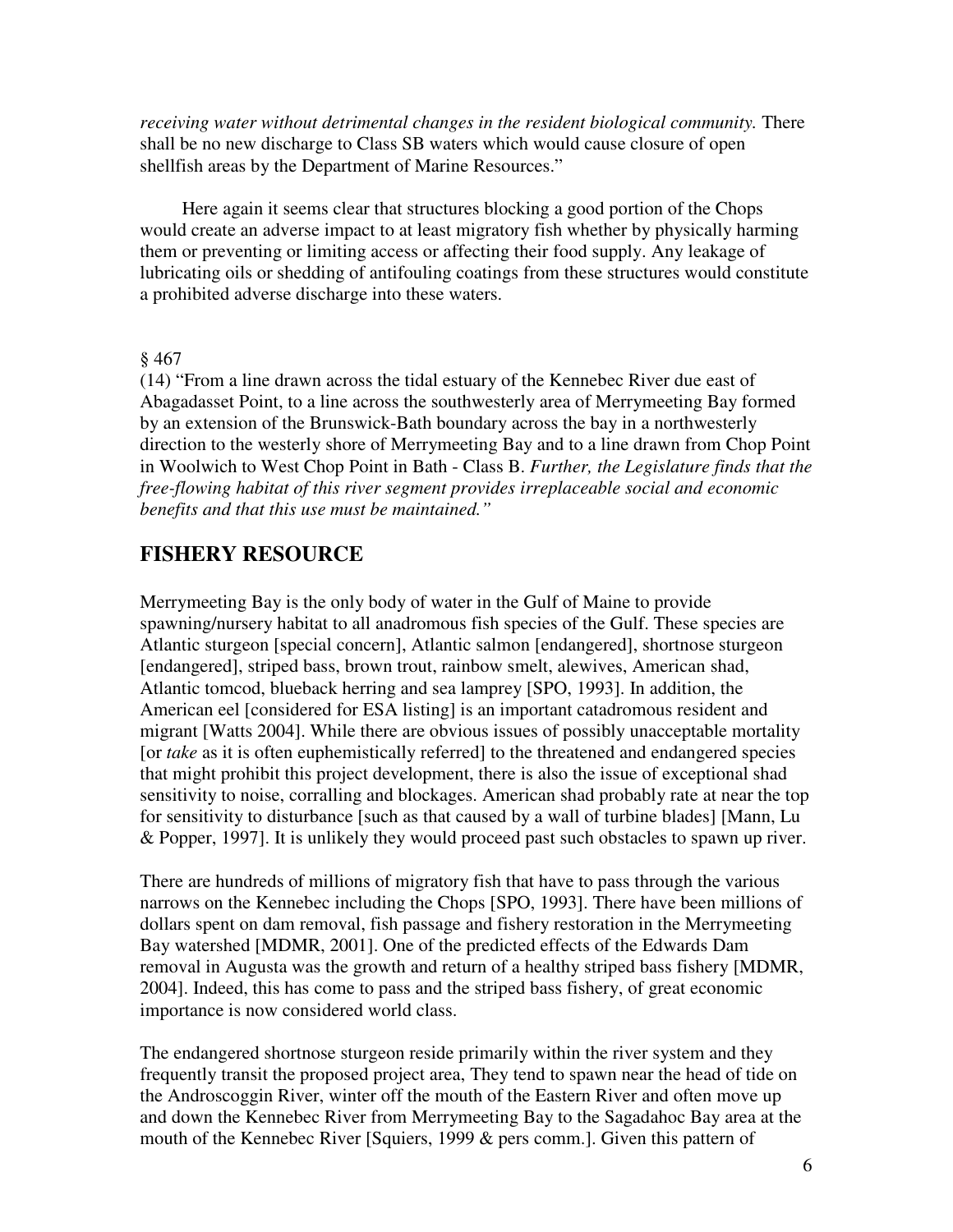*receiving water without detrimental changes in the resident biological community.* There shall be no new discharge to Class SB waters which would cause closure of open shellfish areas by the Department of Marine Resources."

Here again it seems clear that structures blocking a good portion of the Chops would create an adverse impact to at least migratory fish whether by physically harming them or preventing or limiting access or affecting their food supply. Any leakage of lubricating oils or shedding of antifouling coatings from these structures would constitute a prohibited adverse discharge into these waters.

§ 467
(14) "From a line drawn across the tidal estuary of the Kennebec River due east of Abagadasset Point, to a line across the southwesterly area of Merrymeeting Bay formed by an extension of the Brunswick-Bath boundary across the bay in a northwesterly direction to the westerly shore of Merrymeeting Bay and to a line drawn from Chop Point in Woolwich to West Chop Point in Bath - Class B. *Further, the Legislature finds that the free-flowing habitat of this river segment provides irreplaceable social and economic benefits and that this use must be maintained."*

## FISHERY RESOURCE

Merrymeeting Bay is the only body of water in the Gulf of Maine to provide spawning/nursery habitat to all anadromous fish species of the Gulf. These species are Atlantic sturgeon [special concern], Atlantic salmon [endangered], shortnose sturgeon [endangered], striped bass, brown trout, rainbow smelt, alewives, American shad, Atlantic tomcod, blueback herring and sea lamprey [SPO, 1993]. In addition, the American eel [considered for ESA listing] is an important catadromous resident and migrant [Watts 2004]. While there are obvious issues of possibly unacceptable mortality [or *take* as it is often euphemistically referred] to the threatened and endangered species that might prohibit this project development, there is also the issue of exceptional shad sensitivity to noise, corralling and blockages. American shad probably rate at near the top for sensitivity to disturbance [such as that caused by a wall of turbine blades] [Mann, Lu & Popper, 1997]. It is unlikely they would proceed past such obstacles to spawn up river.

There are hundreds of millions of migratory fish that have to pass through the various narrows on the Kennebec including the Chops [SPO, 1993]. There have been millions of dollars spent on dam removal, fish passage and fishery restoration in the Merrymeeting Bay watershed [MDMR, 2001]. One of the predicted effects of the Edwards Dam removal in Augusta was the growth and return of a healthy striped bass fishery [MDMR, 2004]. Indeed, this has come to pass and the striped bass fishery, of great economic importance is now considered world class.

The endangered shortnose sturgeon reside primarily within the river system and they frequently transit the proposed project area, They tend to spawn near the head of tide on the Androscoggin River, winter off the mouth of the Eastern River and often move up and down the Kennebec River from Merrymeeting Bay to the Sagadahoc Bay area at the mouth of the Kennebec River [Squiers, 1999 & pers comm.]. Given this pattern of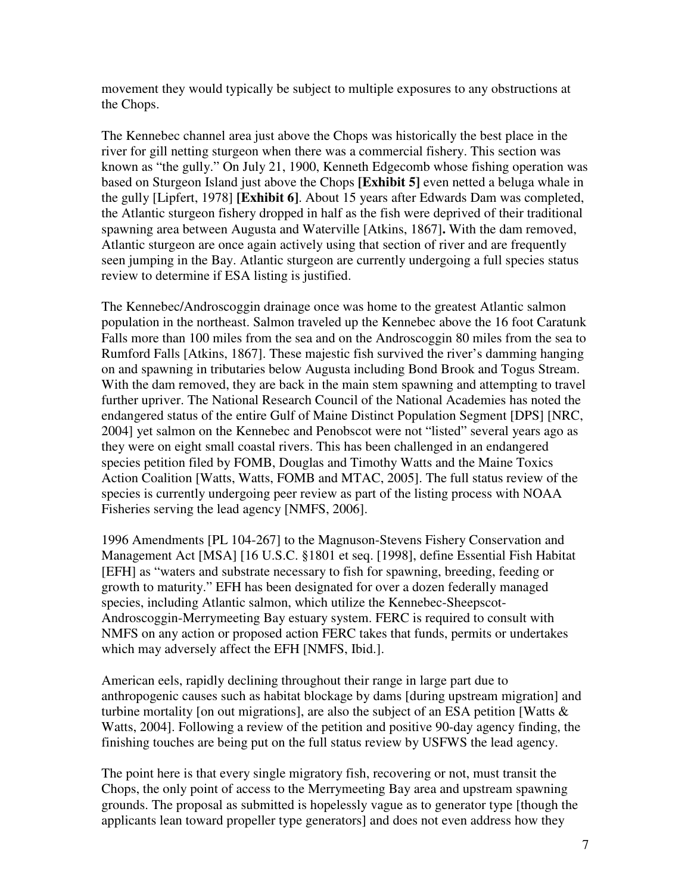movement they would typically be subject to multiple exposures to any obstructions at the Chops.

The Kennebec channel area just above the Chops was historically the best place in the river for gill netting sturgeon when there was a commercial fishery. This section was known as "the gully." On July 21, 1900, Kenneth Edgecomb whose fishing operation was based on Sturgeon Island just above the Chops **[Exhibit 5]** even netted a beluga whale in the gully [Lipfert, 1978] **[Exhibit 6]**. About 15 years after Edwards Dam was completed, the Atlantic sturgeon fishery dropped in half as the fish were deprived of their traditional spawning area between Augusta and Waterville [Atkins, 1867]**.** With the dam removed, Atlantic sturgeon are once again actively using that section of river and are frequently seen jumping in the Bay. Atlantic sturgeon are currently undergoing a full species status review to determine if ESA listing is justified.

The Kennebec/Androscoggin drainage once was home to the greatest Atlantic salmon population in the northeast. Salmon traveled up the Kennebec above the 16 foot Caratunk Falls more than 100 miles from the sea and on the Androscoggin 80 miles from the sea to Rumford Falls [Atkins, 1867]. These majestic fish survived the river's damming hanging on and spawning in tributaries below Augusta including Bond Brook and Togus Stream. With the dam removed, they are back in the main stem spawning and attempting to travel further upriver. The National Research Council of the National Academies has noted the endangered status of the entire Gulf of Maine Distinct Population Segment [DPS] [NRC, 2004] yet salmon on the Kennebec and Penobscot were not "listed" several years ago as they were on eight small coastal rivers. This has been challenged in an endangered species petition filed by FOMB, Douglas and Timothy Watts and the Maine Toxics Action Coalition [Watts, Watts, FOMB and MTAC, 2005]. The full status review of the species is currently undergoing peer review as part of the listing process with NOAA Fisheries serving the lead agency [NMFS, 2006].

1996 Amendments [PL 104-267] to the Magnuson-Stevens Fishery Conservation and Management Act [MSA] [16 U.S.C. §1801 et seq. [1998], define Essential Fish Habitat [EFH] as "waters and substrate necessary to fish for spawning, breeding, feeding or growth to maturity." EFH has been designated for over a dozen federally managed species, including Atlantic salmon, which utilize the Kennebec-Sheepscot-Androscoggin-Merrymeeting Bay estuary system. FERC is required to consult with NMFS on any action or proposed action FERC takes that funds, permits or undertakes which may adversely affect the EFH [NMFS, Ibid.].

American eels, rapidly declining throughout their range in large part due to anthropogenic causes such as habitat blockage by dams [during upstream migration] and turbine mortality [on out migrations], are also the subject of an ESA petition [Watts & Watts, 2004]. Following a review of the petition and positive 90-day agency finding, the finishing touches are being put on the full status review by USFWS the lead agency.

The point here is that every single migratory fish, recovering or not, must transit the Chops, the only point of access to the Merrymeeting Bay area and upstream spawning grounds. The proposal as submitted is hopelessly vague as to generator type [though the applicants lean toward propeller type generators] and does not even address how they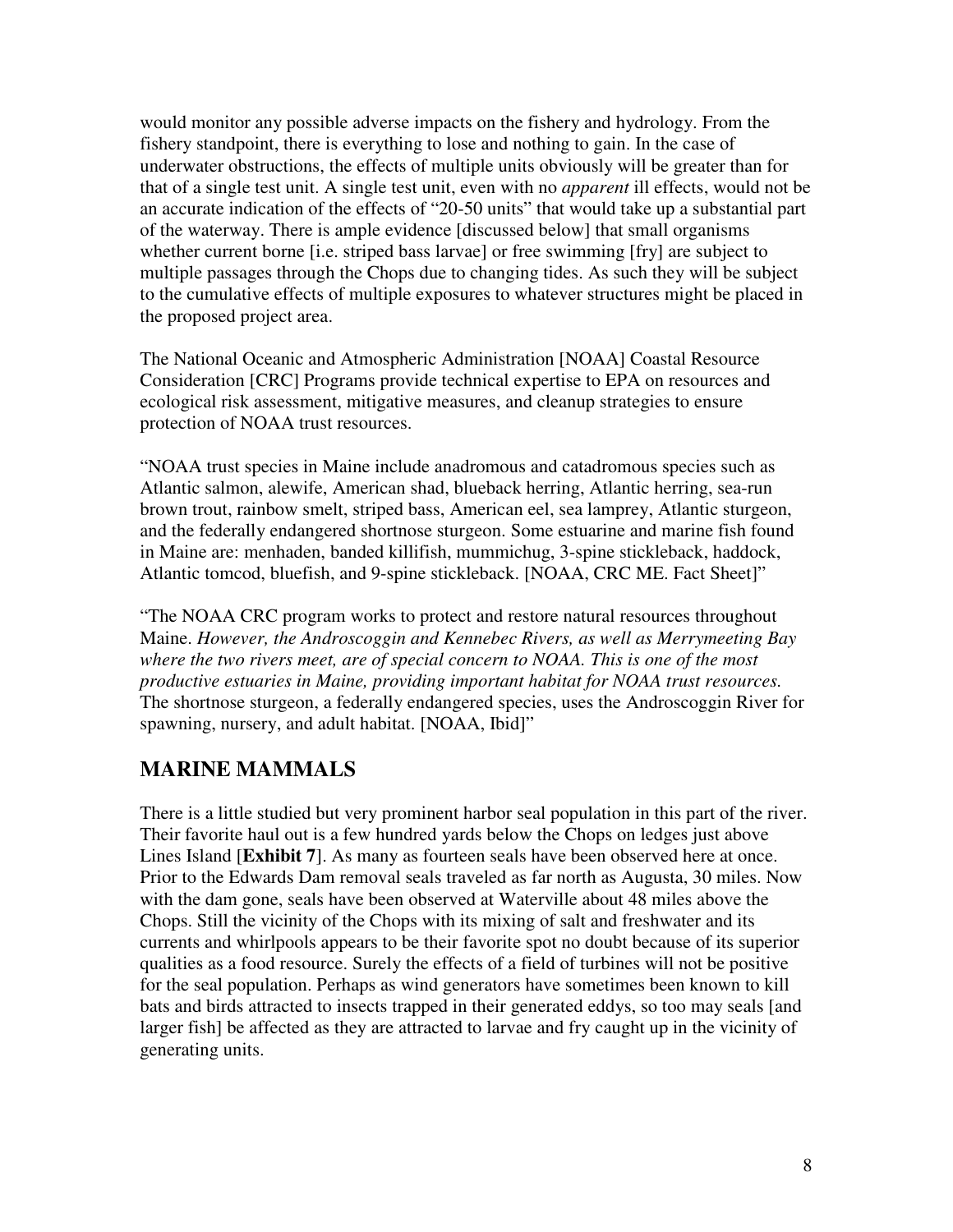would monitor any possible adverse impacts on the fishery and hydrology. From the fishery standpoint, there is everything to lose and nothing to gain. In the case of underwater obstructions, the effects of multiple units obviously will be greater than for that of a single test unit. A single test unit, even with no *apparent* ill effects, would not be an accurate indication of the effects of "20-50 units" that would take up a substantial part of the waterway. There is ample evidence [discussed below] that small organisms whether current borne [i.e. striped bass larvae] or free swimming [fry] are subject to multiple passages through the Chops due to changing tides. As such they will be subject to the cumulative effects of multiple exposures to whatever structures might be placed in the proposed project area.

The National Oceanic and Atmospheric Administration [NOAA] Coastal Resource Consideration [CRC] Programs provide technical expertise to EPA on resources and ecological risk assessment, mitigative measures, and cleanup strategies to ensure protection of NOAA trust resources.

"NOAA trust species in Maine include anadromous and catadromous species such as Atlantic salmon, alewife, American shad, blueback herring, Atlantic herring, sea-run brown trout, rainbow smelt, striped bass, American eel, sea lamprey, Atlantic sturgeon, and the federally endangered shortnose sturgeon. Some estuarine and marine fish found in Maine are: menhaden, banded killifish, mummichug, 3-spine stickleback, haddock, Atlantic tomcod, bluefish, and 9-spine stickleback. [NOAA, CRC ME. Fact Sheet]"

"The NOAA CRC program works to protect and restore natural resources throughout Maine. *However, the Androscoggin and Kennebec Rivers, as well as Merrymeeting Bay where the two rivers meet, are of special concern to NOAA. This is one of the most productive estuaries in Maine, providing important habitat for NOAA trust resources.* The shortnose sturgeon, a federally endangered species, uses the Androscoggin River for spawning, nursery, and adult habitat. [NOAA, Ibid]"

## MARINE MAMMALS

There is a little studied but very prominent harbor seal population in this part of the river. Their favorite haul out is a few hundred yards below the Chops on ledges just above Lines Island [**Exhibit 7**]. As many as fourteen seals have been observed here at once. Prior to the Edwards Dam removal seals traveled as far north as Augusta, 30 miles. Now with the dam gone, seals have been observed at Waterville about 48 miles above the Chops. Still the vicinity of the Chops with its mixing of salt and freshwater and its currents and whirlpools appears to be their favorite spot no doubt because of its superior qualities as a food resource. Surely the effects of a field of turbines will not be positive for the seal population. Perhaps as wind generators have sometimes been known to kill bats and birds attracted to insects trapped in their generated eddys, so too may seals [and larger fish] be affected as they are attracted to larvae and fry caught up in the vicinity of generating units.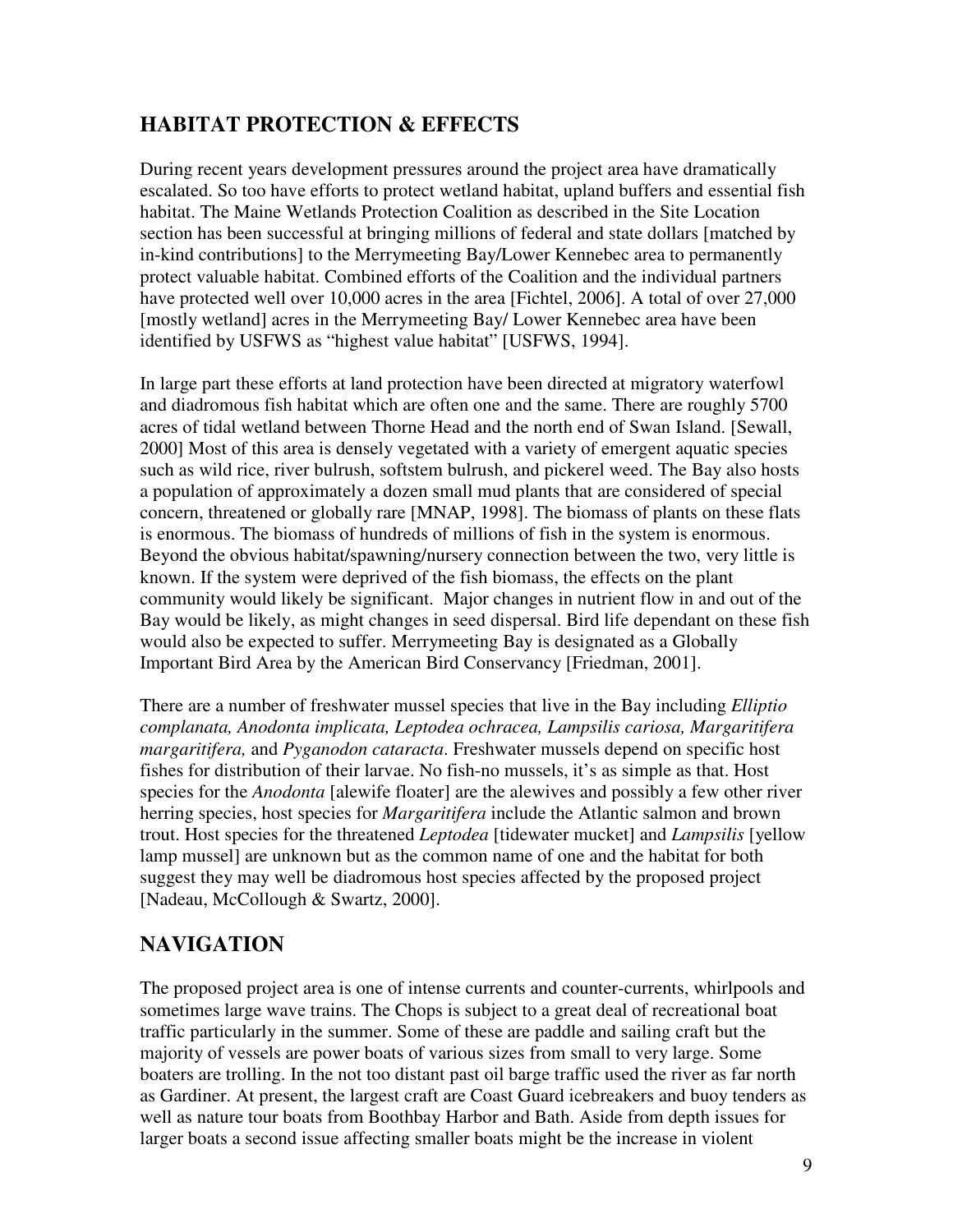## HABITAT PROTECTION & EFFECTS

During recent years development pressures around the project area have dramatically escalated. So too have efforts to protect wetland habitat, upland buffers and essential fish habitat. The Maine Wetlands Protection Coalition as described in the Site Location section has been successful at bringing millions of federal and state dollars [matched by in-kind contributions] to the Merrymeeting Bay/Lower Kennebec area to permanently protect valuable habitat. Combined efforts of the Coalition and the individual partners have protected well over 10,000 acres in the area [Fichtel, 2006]. A total of over 27,000 [mostly wetland] acres in the Merrymeeting Bay/ Lower Kennebec area have been identified by USFWS as "highest value habitat" [USFWS, 1994].

In large part these efforts at land protection have been directed at migratory waterfowl and diadromous fish habitat which are often one and the same. There are roughly 5700 acres of tidal wetland between Thorne Head and the north end of Swan Island. [Sewall, 2000] Most of this area is densely vegetated with a variety of emergent aquatic species such as wild rice, river bulrush, softstem bulrush, and pickerel weed. The Bay also hosts a population of approximately a dozen small mud plants that are considered of special concern, threatened or globally rare [MNAP, 1998]. The biomass of plants on these flats is enormous. The biomass of hundreds of millions of fish in the system is enormous. Beyond the obvious habitat/spawning/nursery connection between the two, very little is known. If the system were deprived of the fish biomass, the effects on the plant community would likely be significant. Major changes in nutrient flow in and out of the Bay would be likely, as might changes in seed dispersal. Bird life dependant on these fish would also be expected to suffer. Merrymeeting Bay is designated as a Globally Important Bird Area by the American Bird Conservancy [Friedman, 2001].

There are a number of freshwater mussel species that live in the Bay including *Elliptio complanata, Anodonta implicata, Leptodea ochracea, Lampsilis cariosa, Margaritifera margaritifera,* and *Pyganodon cataracta*. Freshwater mussels depend on specific host fishes for distribution of their larvae. No fish-no mussels, it's as simple as that. Host species for the *Anodonta* [alewife floater] are the alewives and possibly a few other river herring species, host species for *Margaritifera* include the Atlantic salmon and brown trout. Host species for the threatened *Leptodea* [tidewater mucket] and *Lampsilis* [yellow lamp mussel] are unknown but as the common name of one and the habitat for both suggest they may well be diadromous host species affected by the proposed project [Nadeau, McCollough & Swartz, 2000].

## NAVIGATION

The proposed project area is one of intense currents and counter-currents, whirlpools and sometimes large wave trains. The Chops is subject to a great deal of recreational boat traffic particularly in the summer. Some of these are paddle and sailing craft but the majority of vessels are power boats of various sizes from small to very large. Some boaters are trolling. In the not too distant past oil barge traffic used the river as far north as Gardiner. At present, the largest craft are Coast Guard icebreakers and buoy tenders as well as nature tour boats from Boothbay Harbor and Bath. Aside from depth issues for larger boats a second issue affecting smaller boats might be the increase in violent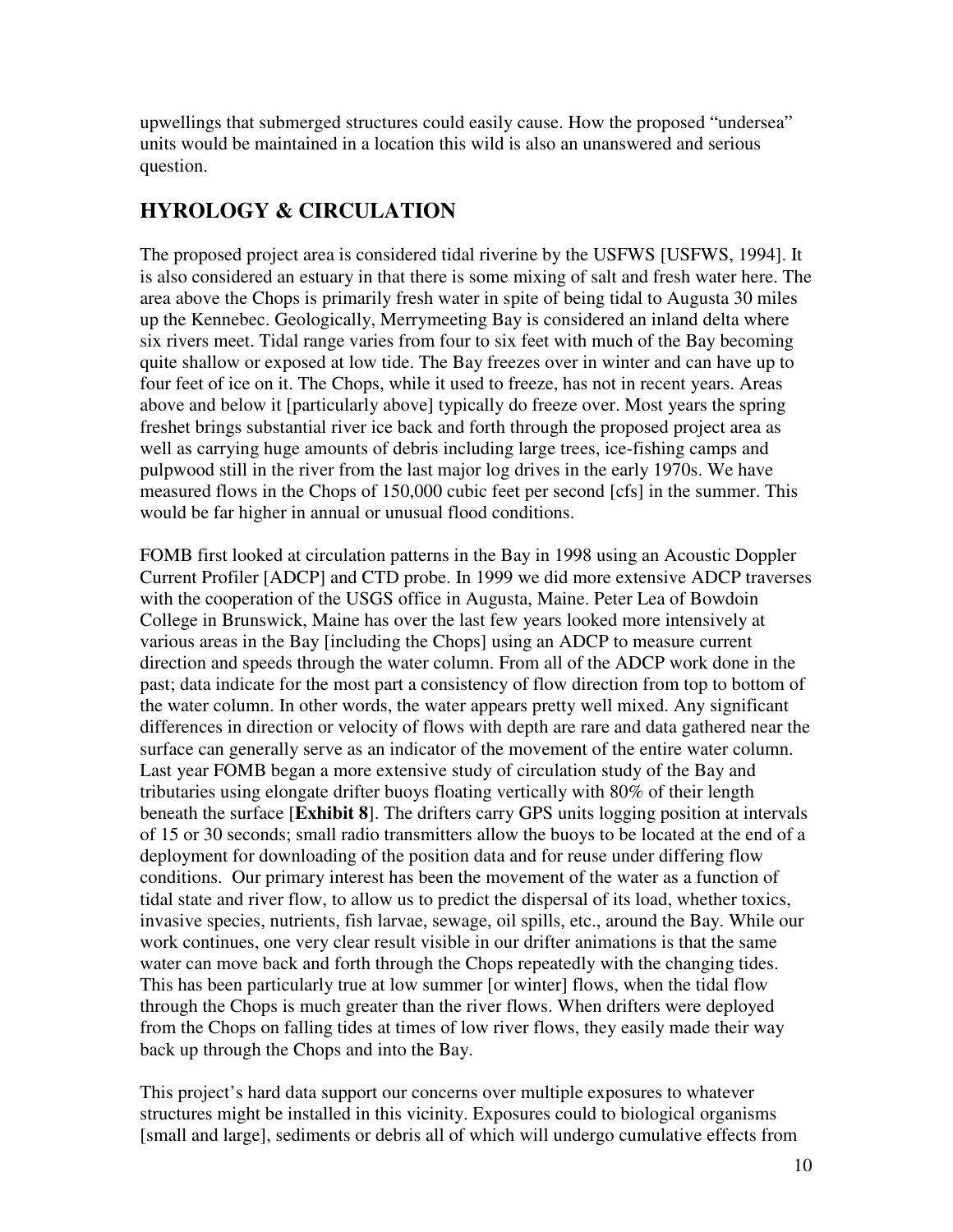upwellings that submerged structures could easily cause. How the proposed "undersea" units would be maintained in a location this wild is also an unanswered and serious question.

## HYROLOGY & CIRCULATION

The proposed project area is considered tidal riverine by the USFWS [USFWS, 1994]. It is also considered an estuary in that there is some mixing of salt and fresh water here. The area above the Chops is primarily fresh water in spite of being tidal to Augusta 30 miles up the Kennebec. Geologically, Merrymeeting Bay is considered an inland delta where six rivers meet. Tidal range varies from four to six feet with much of the Bay becoming quite shallow or exposed at low tide. The Bay freezes over in winter and can have up to four feet of ice on it. The Chops, while it used to freeze, has not in recent years. Areas above and below it [particularly above] typically do freeze over. Most years the spring freshet brings substantial river ice back and forth through the proposed project area as well as carrying huge amounts of debris including large trees, ice-fishing camps and pulpwood still in the river from the last major log drives in the early 1970s. We have measured flows in the Chops of 150,000 cubic feet per second [cfs] in the summer. This would be far higher in annual or unusual flood conditions.

FOMB first looked at circulation patterns in the Bay in 1998 using an Acoustic Doppler Current Profiler [ADCP] and CTD probe. In 1999 we did more extensive ADCP traverses with the cooperation of the USGS office in Augusta, Maine. Peter Lea of Bowdoin College in Brunswick, Maine has over the last few years looked more intensively at various areas in the Bay [including the Chops] using an ADCP to measure current direction and speeds through the water column. From all of the ADCP work done in the past; data indicate for the most part a consistency of flow direction from top to bottom of the water column. In other words, the water appears pretty well mixed. Any significant differences in direction or velocity of flows with depth are rare and data gathered near the surface can generally serve as an indicator of the movement of the entire water column. Last year FOMB began a more extensive study of circulation study of the Bay and tributaries using elongate drifter buoys floating vertically with 80% of their length beneath the surface [**Exhibit 8**]. The drifters carry GPS units logging position at intervals of 15 or 30 seconds; small radio transmitters allow the buoys to be located at the end of a deployment for downloading of the position data and for reuse under differing flow conditions. Our primary interest has been the movement of the water as a function of tidal state and river flow, to allow us to predict the dispersal of its load, whether toxics, invasive species, nutrients, fish larvae, sewage, oil spills, etc., around the Bay. While our work continues, one very clear result visible in our drifter animations is that the same water can move back and forth through the Chops repeatedly with the changing tides. This has been particularly true at low summer [or winter] flows, when the tidal flow through the Chops is much greater than the river flows. When drifters were deployed from the Chops on falling tides at times of low river flows, they easily made their way back up through the Chops and into the Bay.

This project's hard data support our concerns over multiple exposures to whatever structures might be installed in this vicinity. Exposures could to biological organisms [small and large], sediments or debris all of which will undergo cumulative effects from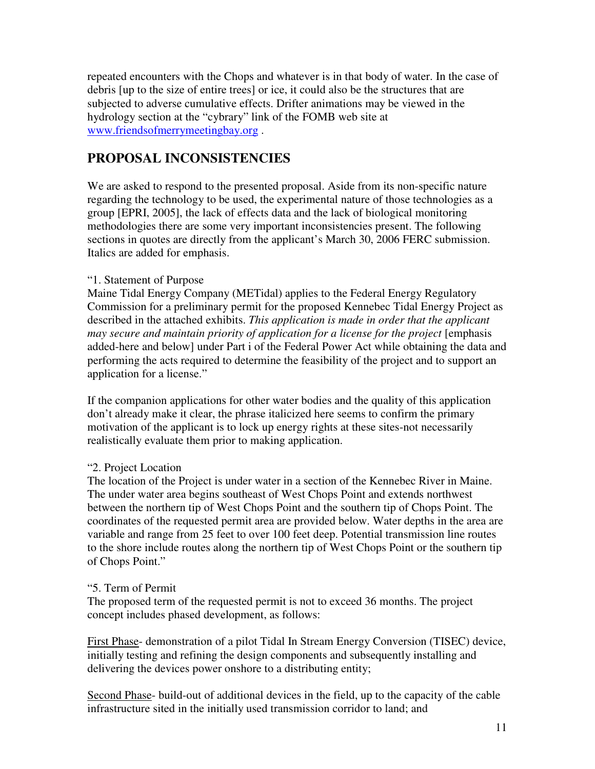repeated encounters with the Chops and whatever is in that body of water. In the case of debris [up to the size of entire trees] or ice, it could also be the structures that are subjected to adverse cumulative effects. Drifter animations may be viewed in the hydrology section at the "cybrary" link of the FOMB web site at [www.friendsofmerrymeetingbay.org](http://www.friendsofmerrymeetingbay.org) .

## PROPOSAL INCONSISTENCIES

We are asked to respond to the presented proposal. Aside from its non-specific nature regarding the technology to be used, the experimental nature of those technologies as a group [EPRI, 2005], the lack of effects data and the lack of biological monitoring methodologies there are some very important inconsistencies present. The following sections in quotes are directly from the applicant's March 30, 2006 FERC submission. Italics are added for emphasis.

"1. Statement of Purpose
Maine Tidal Energy Company (METidal) applies to the Federal Energy Regulatory Commission for a preliminary permit for the proposed Kennebec Tidal Energy Project as described in the attached exhibits. *This application is made in order that the applicant may secure and maintain priority of application for a license for the project* [emphasis added-here and below] under Part i of the Federal Power Act while obtaining the data and performing the acts required to determine the feasibility of the project and to support an application for a license."

If the companion applications for other water bodies and the quality of this application don't already make it clear, the phrase italicized here seems to confirm the primary motivation of the applicant is to lock up energy rights at these sites-not necessarily realistically evaluate them prior to making application.

"2. Project Location
The location of the Project is under water in a section of the Kennebec River in Maine. The under water area begins southeast of West Chops Point and extends northwest between the northern tip of West Chops Point and the southern tip of Chops Point. The coordinates of the requested permit area are provided below. Water depths in the area are variable and range from 25 feet to over 100 feet deep. Potential transmission line routes to the shore include routes along the northern tip of West Chops Point or the southern tip of Chops Point."

"5. Term of Permit
The proposed term of the requested permit is not to exceed 36 months. The project concept includes phased development, as follows:

<u>First Phase</u>- demonstration of a pilot Tidal In Stream Energy Conversion (TISEC) device, initially testing and refining the design components and subsequently installing and delivering the devices power onshore to a distributing entity;

<u>Second Phase</u>- build-out of additional devices in the field, up to the capacity of the cable infrastructure sited in the initially used transmission corridor to land; and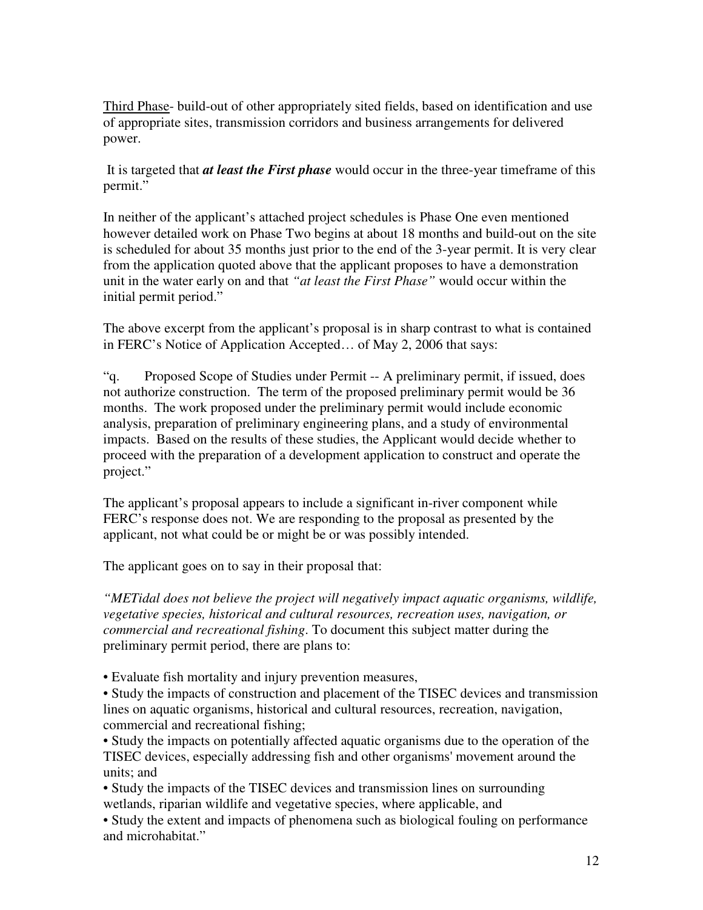<u>Third Phase</u>- build-out of other appropriately sited fields, based on identification and use of appropriate sites, transmission corridors and business arrangements for delivered power.

It is targeted that ***at least the First phase*** would occur in the three-year timeframe of this permit."

In neither of the applicant's attached project schedules is Phase One even mentioned however detailed work on Phase Two begins at about 18 months and build-out on the site is scheduled for about 35 months just prior to the end of the 3-year permit. It is very clear from the application quoted above that the applicant proposes to have a demonstration unit in the water early on and that *"at least the First Phase"* would occur within the initial permit period."

The above excerpt from the applicant's proposal is in sharp contrast to what is contained in FERC's Notice of Application Accepted… of May 2, 2006 that says:

"q. Proposed Scope of Studies under Permit -- A preliminary permit, if issued, does not authorize construction. The term of the proposed preliminary permit would be 36 months. The work proposed under the preliminary permit would include economic analysis, preparation of preliminary engineering plans, and a study of environmental impacts. Based on the results of these studies, the Applicant would decide whether to proceed with the preparation of a development application to construct and operate the project."

The applicant's proposal appears to include a significant in-river component while FERC's response does not. We are responding to the proposal as presented by the applicant, not what could be or might be or was possibly intended.

The applicant goes on to say in their proposal that:

*"METidal does not believe the project will negatively impact aquatic organisms, wildlife, vegetative species, historical and cultural resources, recreation uses, navigation, or commercial and recreational fishing*. To document this subject matter during the preliminary permit period, there are plans to:

- Evaluate fish mortality and injury prevention measures,
- Study the impacts of construction and placement of the TISEC devices and transmission lines on aquatic organisms, historical and cultural resources, recreation, navigation, commercial and recreational fishing;
- Study the impacts on potentially affected aquatic organisms due to the operation of the TISEC devices, especially addressing fish and other organisms' movement around the units; and
- Study the impacts of the TISEC devices and transmission lines on surrounding wetlands, riparian wildlife and vegetative species, where applicable, and
- Study the extent and impacts of phenomena such as biological fouling on performance and microhabitat."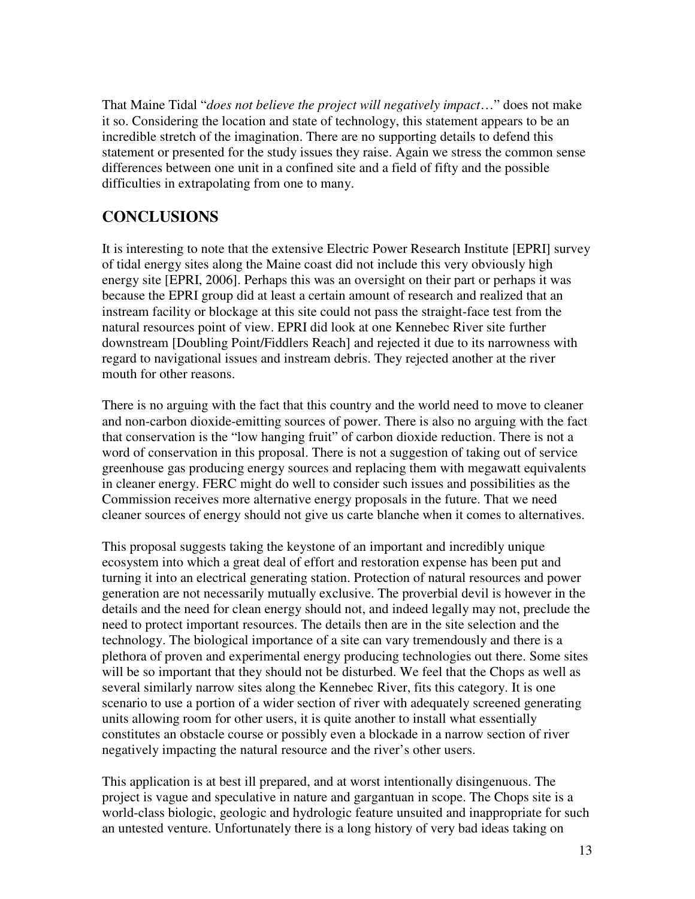That Maine Tidal "*does not believe the project will negatively impact*…" does not make it so. Considering the location and state of technology, this statement appears to be an incredible stretch of the imagination. There are no supporting details to defend this statement or presented for the study issues they raise. Again we stress the common sense differences between one unit in a confined site and a field of fifty and the possible difficulties in extrapolating from one to many.

## CONCLUSIONS

It is interesting to note that the extensive Electric Power Research Institute [EPRI] survey of tidal energy sites along the Maine coast did not include this very obviously high energy site [EPRI, 2006]. Perhaps this was an oversight on their part or perhaps it was because the EPRI group did at least a certain amount of research and realized that an instream facility or blockage at this site could not pass the straight-face test from the natural resources point of view. EPRI did look at one Kennebec River site further downstream [Doubling Point/Fiddlers Reach] and rejected it due to its narrowness with regard to navigational issues and instream debris. They rejected another at the river mouth for other reasons.

There is no arguing with the fact that this country and the world need to move to cleaner and non-carbon dioxide-emitting sources of power. There is also no arguing with the fact that conservation is the "low hanging fruit" of carbon dioxide reduction. There is not a word of conservation in this proposal. There is not a suggestion of taking out of service greenhouse gas producing energy sources and replacing them with megawatt equivalents in cleaner energy. FERC might do well to consider such issues and possibilities as the Commission receives more alternative energy proposals in the future. That we need cleaner sources of energy should not give us carte blanche when it comes to alternatives.

This proposal suggests taking the keystone of an important and incredibly unique ecosystem into which a great deal of effort and restoration expense has been put and turning it into an electrical generating station. Protection of natural resources and power generation are not necessarily mutually exclusive. The proverbial devil is however in the details and the need for clean energy should not, and indeed legally may not, preclude the need to protect important resources. The details then are in the site selection and the technology. The biological importance of a site can vary tremendously and there is a plethora of proven and experimental energy producing technologies out there. Some sites will be so important that they should not be disturbed. We feel that the Chops as well as several similarly narrow sites along the Kennebec River, fits this category. It is one scenario to use a portion of a wider section of river with adequately screened generating units allowing room for other users, it is quite another to install what essentially constitutes an obstacle course or possibly even a blockade in a narrow section of river negatively impacting the natural resource and the river's other users.

This application is at best ill prepared, and at worst intentionally disingenuous. The project is vague and speculative in nature and gargantuan in scope. The Chops site is a world-class biologic, geologic and hydrologic feature unsuited and inappropriate for such an untested venture. Unfortunately there is a long history of very bad ideas taking on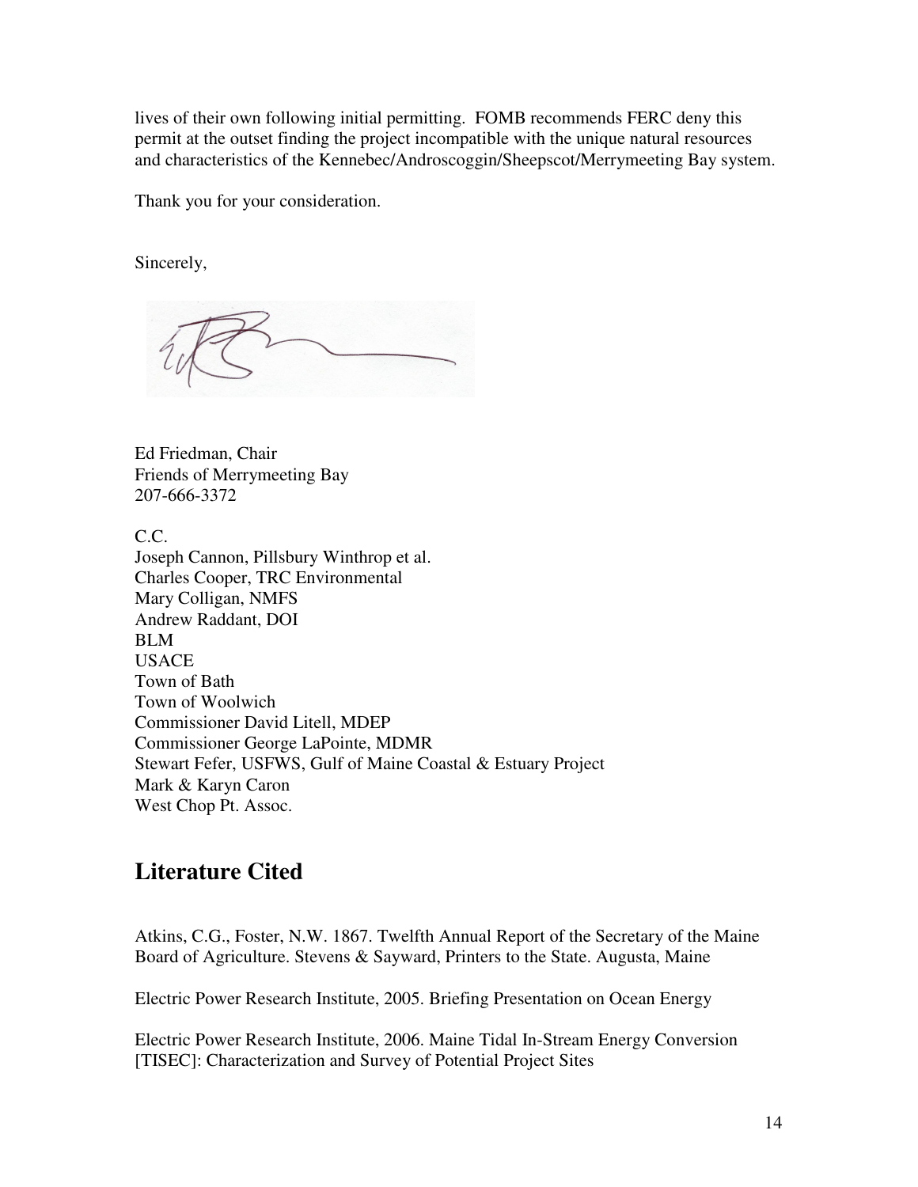lives of their own following initial permitting. FOMB recommends FERC deny this permit at the outset finding the project incompatible with the unique natural resources and characteristics of the Kennebec/Androscoggin/Sheepscot/Merrymeeting Bay system.

Thank you for your consideration.

Sincerely,

Ed Friedman, Chair
Friends of Merrymeeting Bay
207-666-3372

C.C.
Joseph Cannon, Pillsbury Winthrop et al.
Charles Cooper, TRC Environmental
Mary Colligan, NMFS
Andrew Raddant, DOI
BLM
USACE
Town of Bath
Town of Woolwich
Commissioner David Litell, MDEP
Commissioner George LaPointe, MDMR
Stewart Fefer, USFWS, Gulf of Maine Coastal & Estuary Project
Mark & Karyn Caron
West Chop Pt. Assoc.

## Literature Cited

Atkins, C.G., Foster, N.W. 1867. Twelfth Annual Report of the Secretary of the Maine Board of Agriculture. Stevens & Sayward, Printers to the State. Augusta, Maine

Electric Power Research Institute, 2005. Briefing Presentation on Ocean Energy

Electric Power Research Institute, 2006. Maine Tidal In-Stream Energy Conversion [TISEC]: Characterization and Survey of Potential Project Sites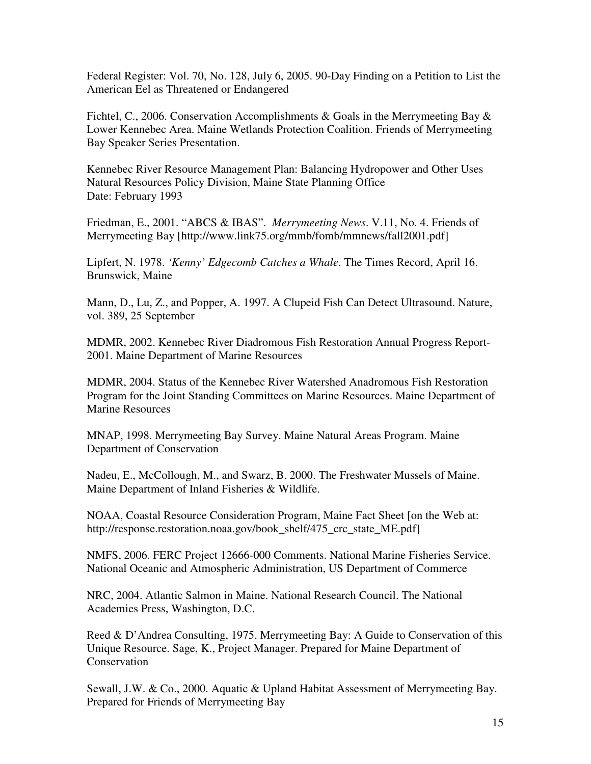Federal Register: Vol. 70, No. 128, July 6, 2005. 90-Day Finding on a Petition to List the American Eel as Threatened or Endangered

Fichtel, C., 2006. Conservation Accomplishments & Goals in the Merrymeeting Bay & Lower Kennebec Area. Maine Wetlands Protection Coalition. Friends of Merrymeeting Bay Speaker Series Presentation.

Kennebec River Resource Management Plan: Balancing Hydropower and Other Uses
Natural Resources Policy Division, Maine State Planning Office
Date: February 1993

Friedman, E., 2001. "ABCS & IBAS". *Merrymeeting News*. V.11, No. 4. Friends of Merrymeeting Bay [http://www.link75.org/mmb/fomb/mmnews/fall2001.pdf]

Lipfert, N. 1978. *'Kenny' Edgecomb Catches a Whale*. The Times Record, April 16. Brunswick, Maine

Mann, D., Lu, Z., and Popper, A. 1997. A Clupeid Fish Can Detect Ultrasound. Nature, vol. 389, 25 September

MDMR, 2002. Kennebec River Diadromous Fish Restoration Annual Progress Report-2001. Maine Department of Marine Resources

MDMR, 2004. Status of the Kennebec River Watershed Anadromous Fish Restoration Program for the Joint Standing Committees on Marine Resources. Maine Department of Marine Resources

MNAP, 1998. Merrymeeting Bay Survey. Maine Natural Areas Program. Maine Department of Conservation

Nadeu, E., McCollough, M., and Swarz, B. 2000. The Freshwater Mussels of Maine. Maine Department of Inland Fisheries & Wildlife.

NOAA, Coastal Resource Consideration Program, Maine Fact Sheet [on the Web at: http://response.restoration.noaa.gov/book_shelf/475_crc_state_ME.pdf]

NMFS, 2006. FERC Project 12666-000 Comments. National Marine Fisheries Service. National Oceanic and Atmospheric Administration, US Department of Commerce

NRC, 2004. Atlantic Salmon in Maine. National Research Council. The National Academies Press, Washington, D.C.

Reed & D'Andrea Consulting, 1975. Merrymeeting Bay: A Guide to Conservation of this Unique Resource. Sage, K., Project Manager. Prepared for Maine Department of Conservation

Sewall, J.W. & Co., 2000. Aquatic & Upland Habitat Assessment of Merrymeeting Bay. Prepared for Friends of Merrymeeting Bay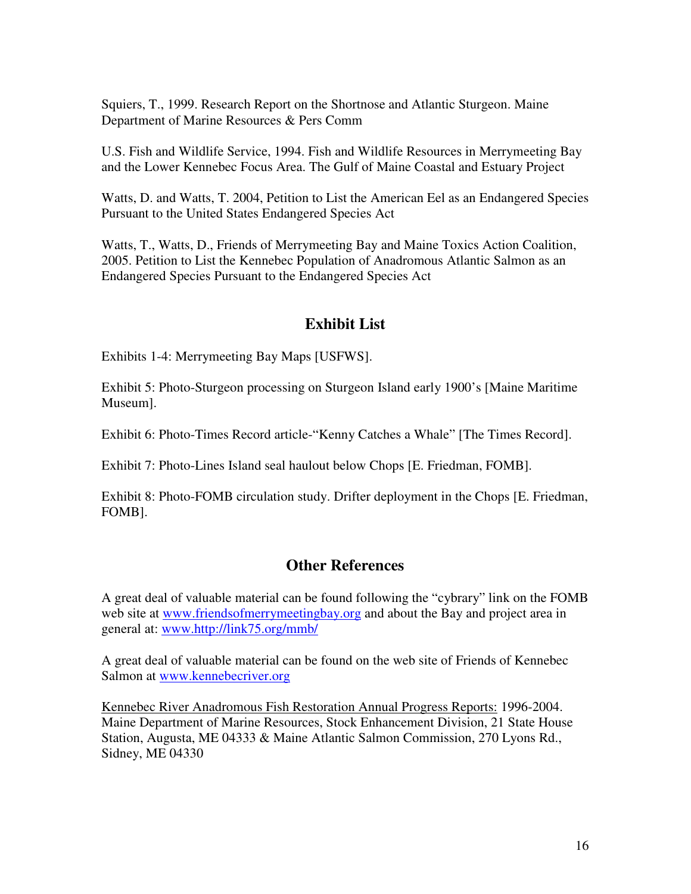Squiers, T., 1999. Research Report on the Shortnose and Atlantic Sturgeon. Maine Department of Marine Resources & Pers Comm

U.S. Fish and Wildlife Service, 1994. Fish and Wildlife Resources in Merrymeeting Bay and the Lower Kennebec Focus Area. The Gulf of Maine Coastal and Estuary Project

Watts, D. and Watts, T. 2004, Petition to List the American Eel as an Endangered Species Pursuant to the United States Endangered Species Act

Watts, T., Watts, D., Friends of Merrymeeting Bay and Maine Toxics Action Coalition, 2005. Petition to List the Kennebec Population of Anadromous Atlantic Salmon as an Endangered Species Pursuant to the Endangered Species Act

## Exhibit List

Exhibits 1-4: Merrymeeting Bay Maps [USFWS].

Exhibit 5: Photo-Sturgeon processing on Sturgeon Island early 1900's [Maine Maritime Museum].

Exhibit 6: Photo-Times Record article-"Kenny Catches a Whale" [The Times Record].

Exhibit 7: Photo-Lines Island seal haulout below Chops [E. Friedman, FOMB].

Exhibit 8: Photo-FOMB circulation study. Drifter deployment in the Chops [E. Friedman, FOMB].

## Other References

A great deal of valuable material can be found following the "cybrary" link on the FOMB web site at www.friendsofmerrymeetingbay.org and about the Bay and project area in general at: www.http://link75.org/mmb/

A great deal of valuable material can be found on the web site of Friends of Kennebec Salmon at www.kennebecriver.org

Kennebec River Anadromous Fish Restoration Annual Progress Reports: 1996-2004. Maine Department of Marine Resources, Stock Enhancement Division, 21 State House Station, Augusta, ME 04333 & Maine Atlantic Salmon Commission, 270 Lyons Rd., Sidney, ME 04330